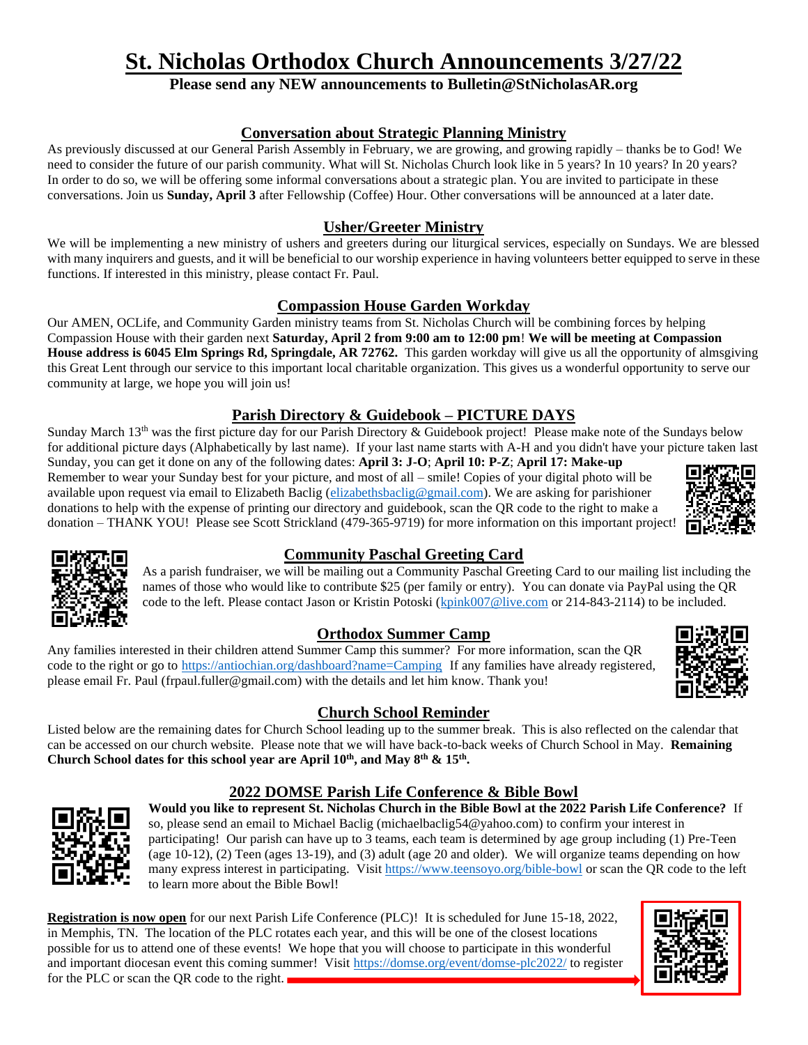# St. Nicholas Orthodox Church Announcements 3/27/22

**Please send any NEW announcements to Bulletin@StNicholasAR.org**

## Conversation about Strategic Planning Ministry

As previously discussed at our General Parish Assembly in February, we are growing, and growing rapidly – thanks be to God! We need to consider the future of our parish community. What will St. Nicholas Church look like in 5 years? In 10 years? In 20 years? In order to do so, we will be offering some informal conversations about a strategic plan. You are invited to participate in these conversations. Join us **Sunday, April 3** after Fellowship (Coffee) Hour. Other conversations will be announced at a later date.

## Usher/Greeter Ministry

We will be implementing a new ministry of ushers and greeters during our liturgical services, especially on Sundays. We are blessed with many inquirers and guests, and it will be beneficial to our worship experience in having volunteers better equipped to serve in these functions. If interested in this ministry, please contact Fr. Paul.

## Compassion House Garden Workday

Our AMEN, OCLife, and Community Garden ministry teams from St. Nicholas Church will be combining forces by helping Compassion House with their garden next **Saturday, April 2 from 9:00 am to 12:00 pm**! **We will be meeting at Compassion House address is 6045 Elm Springs Rd, Springdale, AR 72762.** This garden workday will give us all the opportunity of almsgiving this Great Lent through our service to this important local charitable organization. This gives us a wonderful opportunity to serve our community at large, we hope you will join us!

## Parish Directory & Guidebook – PICTURE DAYS

Sunday March 13th was the first picture day for our Parish Directory & Guidebook project! Please make note of the Sundays below for additional picture days (Alphabetically by last name). If your last name starts with A-H and you didn't have your picture taken last Sunday, you can get it done on any of the following dates: **April 3: J-O**; **April 10: P-Z**; **April 17: Make-up**
Remember to wear your Sunday best for your picture, and most of all – smile! Copies of your digital photo will be available upon request via email to Elizabeth Baclig (elizabethsbaclig@gmail.com). We are asking for parishioner donations to help with the expense of printing our directory and guidebook, scan the QR code to the right to make a donation – THANK YOU! Please see Scott Strickland (479-365-9719) for more information on this important project!

## Community Paschal Greeting Card

As a parish fundraiser, we will be mailing out a Community Paschal Greeting Card to our mailing list including the names of those who would like to contribute $25 (per family or entry). You can donate via PayPal using the QR code to the left. Please contact Jason or Kristin Potoski (kpink007@live.com or 214-843-2114) to be included.

## Orthodox Summer Camp

Any families interested in their children attend Summer Camp this summer? For more information, scan the QR code to the right or go to https://antiochian.org/dashboard?name=Camping If any families have already registered, please email Fr. Paul (frpaul.fuller@gmail.com) with the details and let him know. Thank you!

## Church School Reminder

Listed below are the remaining dates for Church School leading up to the summer break. This is also reflected on the calendar that can be accessed on our church website. Please note that we will have back-to-back weeks of Church School in May. **Remaining Church School dates for this school year are April 10th, and May 8th & 15th.**

## 2022 DOMSE Parish Life Conference & Bible Bowl

**Would you like to represent St. Nicholas Church in the Bible Bowl at the 2022 Parish Life Conference?** If so, please send an email to Michael Baclig (michaelbaclig54@yahoo.com) to confirm your interest in participating! Our parish can have up to 3 teams, each team is determined by age group including (1) Pre-Teen (age 10-12), (2) Teen (ages 13-19), and (3) adult (age 20 and older). We will organize teams depending on how many express interest in participating. Visit https://www.teensoyo.org/bible-bowl or scan the QR code to the left to learn more about the Bible Bowl!

**Registration is now open** for our next Parish Life Conference (PLC)! It is scheduled for June 15-18, 2022, in Memphis, TN. The location of the PLC rotates each year, and this will be one of the closest locations possible for us to attend one of these events! We hope that you will choose to participate in this wonderful and important diocesan event this coming summer! Visit https://domse.org/event/domse-plc2022/ to register for the PLC or scan the QR code to the right.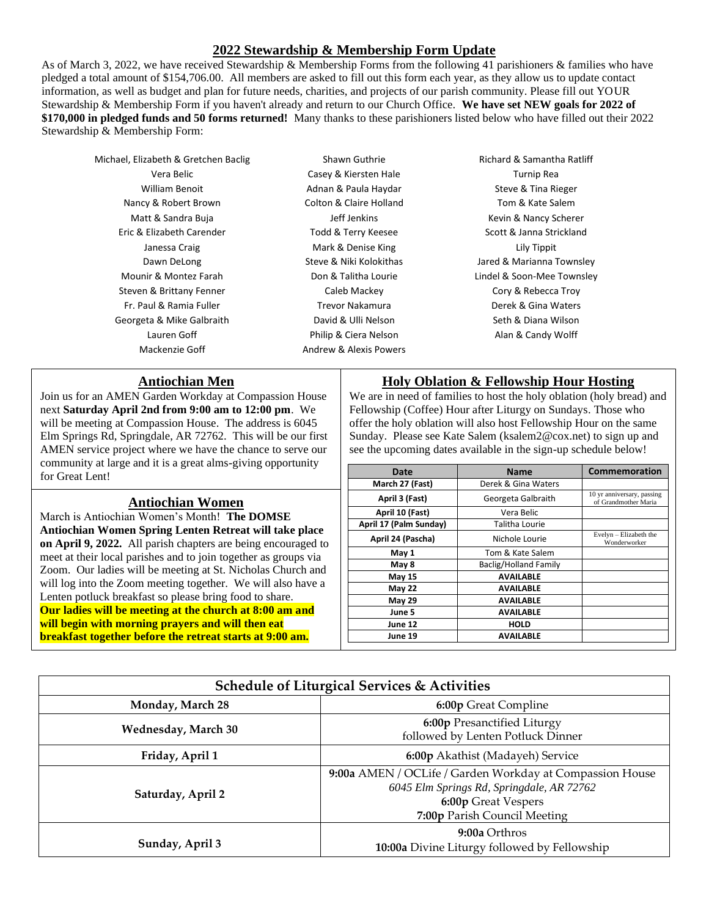## 2022 Stewardship & Membership Form Update

As of March 3, 2022, we have received Stewardship & Membership Forms from the following 41 parishioners & families who have pledged a total amount of $154,706.00. All members are asked to fill out this form each year, as they allow us to update contact information, as well as budget and plan for future needs, charities, and projects of our parish community. Please fill out YOUR Stewardship & Membership Form if you haven't already and return to our Church Office. **We have set NEW goals for 2022 of $170,000 in pledged funds and 50 forms returned!** Many thanks to these parishioners listed below who have filled out their 2022 Stewardship & Membership Form:

Michael, Elizabeth & Gretchen Baclig
Vera Belic
William Benoit
Nancy & Robert Brown
Matt & Sandra Buja
Eric & Elizabeth Carender
Janessa Craig
Dawn DeLong
Mounir & Montez Farah
Steven & Brittany Fenner
Fr. Paul & Ramia Fuller
Georgeta & Mike Galbraith
Lauren Goff
Mackenzie Goff
Shawn Guthrie
Casey & Kiersten Hale
Adnan & Paula Haydar
Colton & Claire Holland
Jeff Jenkins
Todd & Terry Keesee
Mark & Denise King
Steve & Niki Kolokithas
Don & Talitha Lourie
Caleb Mackey
Trevor Nakamura
David & Ulli Nelson
Philip & Ciera Nelson
Andrew & Alexis Powers
Richard & Samantha Ratliff
Turnip Rea
Steve & Tina Rieger
Tom & Kate Salem
Kevin & Nancy Scherer
Scott & Janna Strickland
Lily Tippit
Jared & Marianna Townsley
Lindel & Soon-Mee Townsley
Cory & Rebecca Troy
Derek & Gina Waters
Seth & Diana Wilson
Alan & Candy Wolff

## Antiochian Men

Join us for an AMEN Garden Workday at Compassion House next **Saturday April 2nd from 9:00 am to 12:00 pm**. We will be meeting at Compassion House. The address is 6045 Elm Springs Rd, Springdale, AR 72762. This will be our first AMEN service project where we have the chance to serve our community at large and it is a great alms-giving opportunity for Great Lent!

## Antiochian Women

March is Antiochian Women's Month! **The DOMSE Antiochian Women Spring Lenten Retreat will take place on April 9, 2022.** All parish chapters are being encouraged to meet at their local parishes and to join together as groups via Zoom. Our ladies will be meeting at St. Nicholas Church and will log into the Zoom meeting together. We will also have a Lenten potluck breakfast so please bring food to share. **Our ladies will be meeting at the church at 8:00 am and will begin with morning prayers and will then eat breakfast together before the retreat starts at 9:00 am.**

## Holy Oblation & Fellowship Hour Hosting

We are in need of families to host the holy oblation (holy bread) and Fellowship (Coffee) Hour after Liturgy on Sundays. Those who offer the holy oblation will also host Fellowship Hour on the same Sunday. Please see Kate Salem (ksalem2@cox.net) to sign up and see the upcoming dates available in the sign-up schedule below!

| Date | Name | Commemoration |
|---|---|---|
| March 27 (Fast) | Derek & Gina Waters | |
| April 3 (Fast) | Georgeta Galbraith | 10 yr anniversary, passing of Grandmother Maria |
| April 10 (Fast) | Vera Belic | |
| April 17 (Palm Sunday) | Talitha Lourie | |
| April 24 (Pascha) | Nichole Lourie | Evelyn – Elizabeth the Wonderworker |
| May 1 | Tom & Kate Salem | |
| May 8 | Baclig/Holland Family | |
| May 15 | **AVAILABLE** | |
| May 22 | **AVAILABLE** | |
| May 29 | **AVAILABLE** | |
| June 5 | **AVAILABLE** | |
| June 12 | **HOLD** | |
| June 19 | **AVAILABLE** | |

## Schedule of Liturgical Services & Activities

| | |
|---|---|
| Monday, March 28 | **6:00p** Great Compline |
| Wednesday, March 30 | **6:00p** Presanctified Liturgy followed by Lenten Potluck Dinner |
| Friday, April 1 | **6:00p** Akathist (Madayeh) Service |
| Saturday, April 2 | **9:00a** AMEN / OCLife / Garden Workday at Compassion House *6045 Elm Springs Rd, Springdale, AR 72762* **6:00p** Great Vespers **7:00p** Parish Council Meeting |
| Sunday, April 3 | **9:00a** Orthros **10:00a** Divine Liturgy followed by Fellowship |